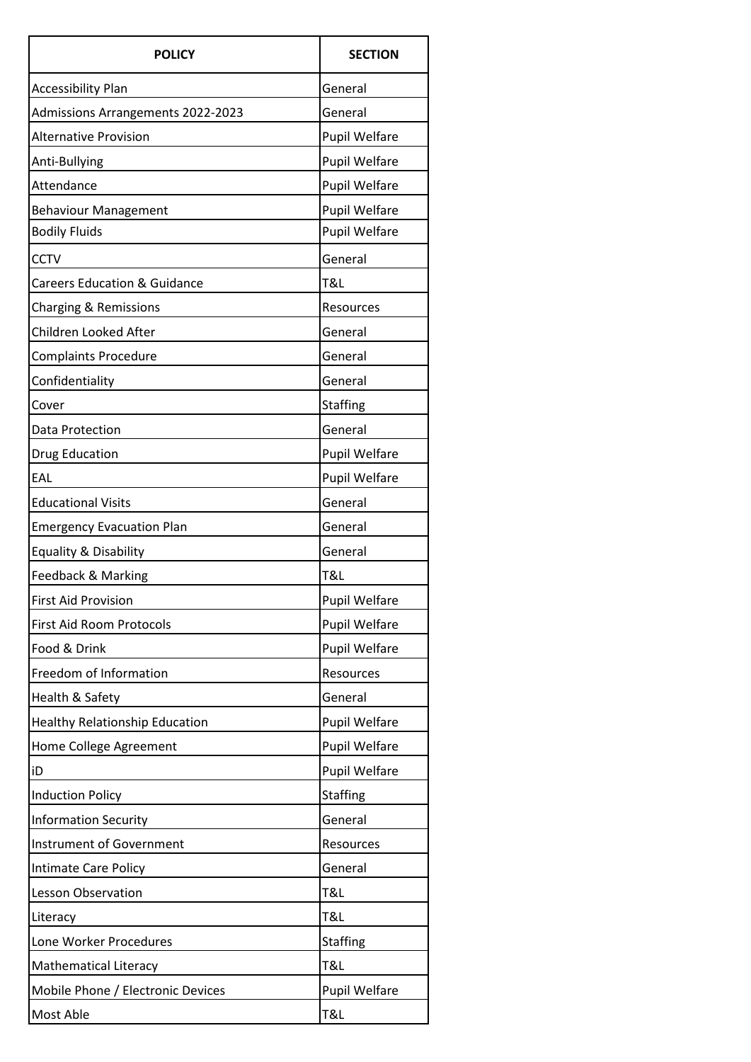| POLICY | SECTION |
|---|---|
| Accessibility Plan | General |
| Admissions Arrangements 2022-2023 | General |
| Alternative Provision | Pupil Welfare |
| Anti-Bullying | Pupil Welfare |
| Attendance | Pupil Welfare |
| Behaviour Management | Pupil Welfare |
| Bodily Fluids | Pupil Welfare |
| CCTV | General |
| Careers Education & Guidance | T&L |
| Charging & Remissions | Resources |
| Children Looked After | General |
| Complaints Procedure | General |
| Confidentiality | General |
| Cover | Staffing |
| Data Protection | General |
| Drug Education | Pupil Welfare |
| EAL | Pupil Welfare |
| Educational Visits | General |
| Emergency Evacuation Plan | General |
| Equality & Disability | General |
| Feedback & Marking | T&L |
| First Aid Provision | Pupil Welfare |
| First Aid Room Protocols | Pupil Welfare |
| Food & Drink | Pupil Welfare |
| Freedom of Information | Resources |
| Health & Safety | General |
| Healthy Relationship Education | Pupil Welfare |
| Home College Agreement | Pupil Welfare |
| iD | Pupil Welfare |
| Induction Policy | Staffing |
| Information Security | General |
| Instrument of Government | Resources |
| Intimate Care Policy | General |
| Lesson Observation | T&L |
| Literacy | T&L |
| Lone Worker Procedures | Staffing |
| Mathematical Literacy | T&L |
| Mobile Phone / Electronic Devices | Pupil Welfare |
| Most Able | T&L |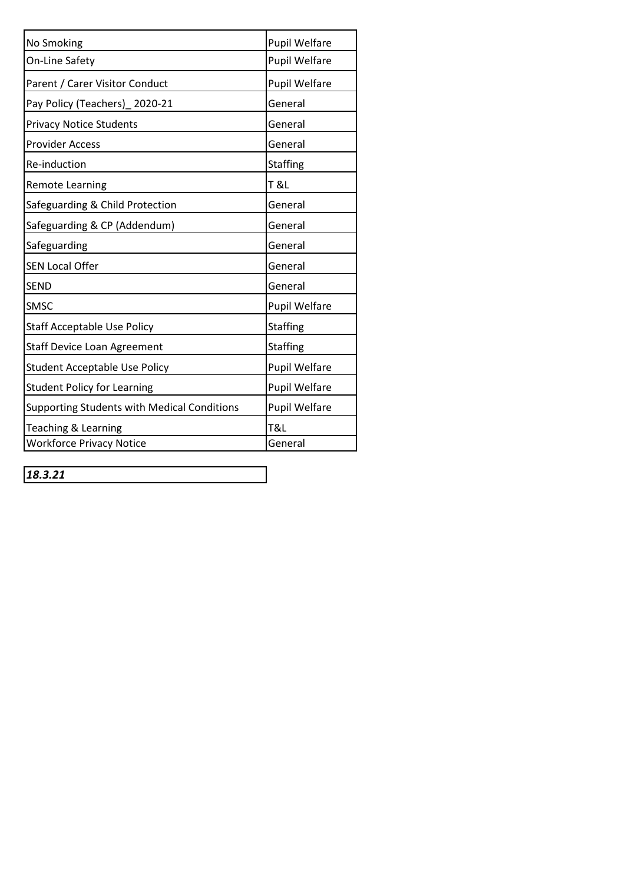| | |
|---|---|
| No Smoking | Pupil Welfare |
| On-Line Safety | Pupil Welfare |
| Parent / Carer Visitor Conduct | Pupil Welfare |
| Pay Policy (Teachers)_ 2020-21 | General |
| Privacy Notice Students | General |
| Provider Access | General |
| Re-induction | Staffing |
| Remote Learning | T &L |
| Safeguarding & Child Protection | General |
| Safeguarding & CP (Addendum) | General |
| Safeguarding | General |
| SEN Local Offer | General |
| SEND | General |
| SMSC | Pupil Welfare |
| Staff Acceptable Use Policy | Staffing |
| Staff Device Loan Agreement | Staffing |
| Student Acceptable Use Policy | Pupil Welfare |
| Student Policy for Learning | Pupil Welfare |
| Supporting Students with Medical Conditions | Pupil Welfare |
| Teaching & Learning | T&L |
| Workforce Privacy Notice | General |

***18.3.21***